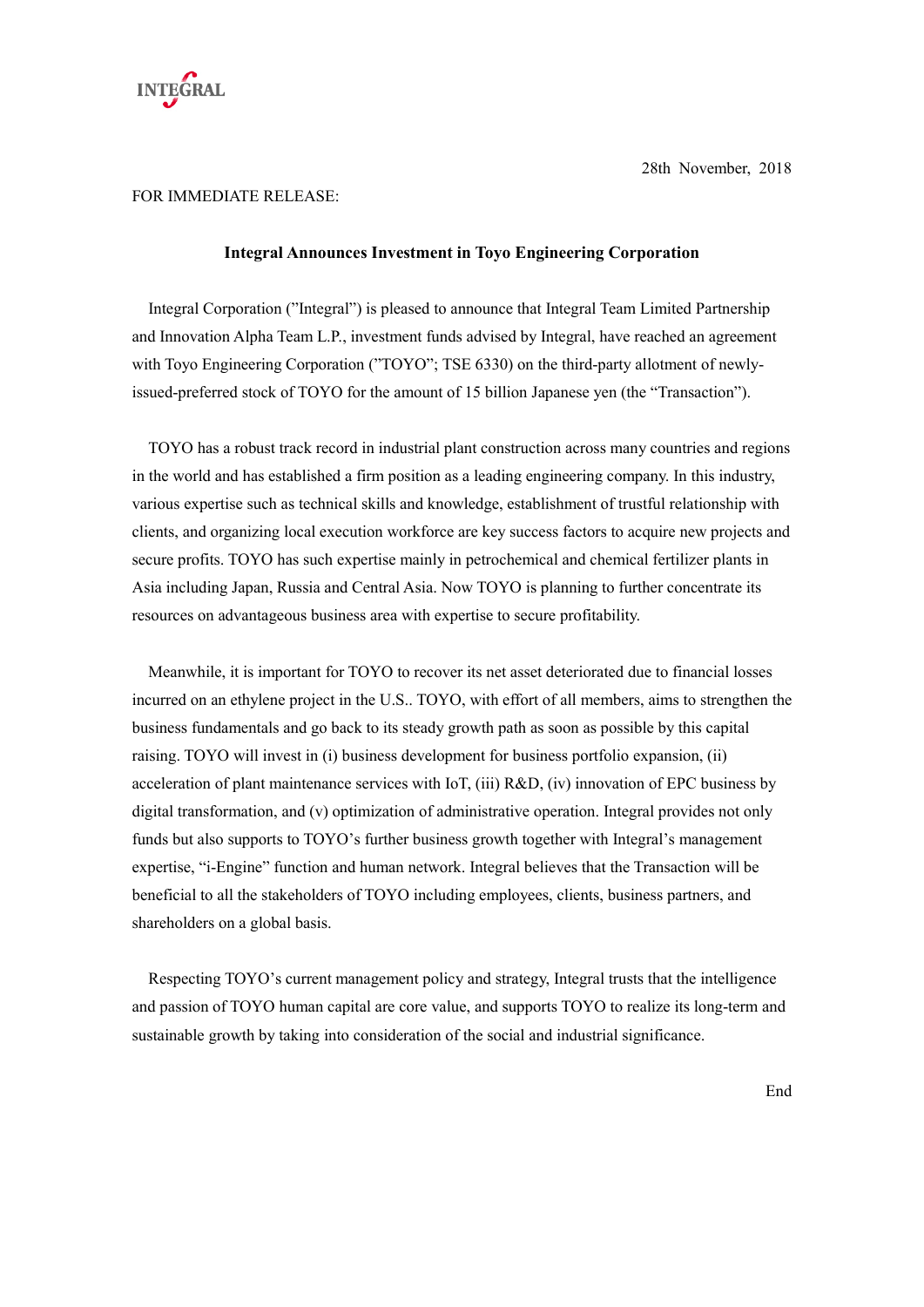INTEGRAL

28th November, 2018

FOR IMMEDIATE RELEASE:

# Integral Announces Investment in Toyo Engineering Corporation

Integral Corporation (”Integral”) is pleased to announce that Integral Team Limited Partnership and Innovation Alpha Team L.P., investment funds advised by Integral, have reached an agreement with Toyo Engineering Corporation (”TOYO”; TSE 6330) on the third-party allotment of newly-issued-preferred stock of TOYO for the amount of 15 billion Japanese yen (the “Transaction”).

TOYO has a robust track record in industrial plant construction across many countries and regions in the world and has established a firm position as a leading engineering company. In this industry, various expertise such as technical skills and knowledge, establishment of trustful relationship with clients, and organizing local execution workforce are key success factors to acquire new projects and secure profits. TOYO has such expertise mainly in petrochemical and chemical fertilizer plants in Asia including Japan, Russia and Central Asia. Now TOYO is planning to further concentrate its resources on advantageous business area with expertise to secure profitability.

Meanwhile, it is important for TOYO to recover its net asset deteriorated due to financial losses incurred on an ethylene project in the U.S.. TOYO, with effort of all members, aims to strengthen the business fundamentals and go back to its steady growth path as soon as possible by this capital raising. TOYO will invest in (i) business development for business portfolio expansion, (ii) acceleration of plant maintenance services with IoT, (iii) R&D, (iv) innovation of EPC business by digital transformation, and (v) optimization of administrative operation. Integral provides not only funds but also supports to TOYO’s further business growth together with Integral’s management expertise, “i-Engine” function and human network. Integral believes that the Transaction will be beneficial to all the stakeholders of TOYO including employees, clients, business partners, and shareholders on a global basis.

Respecting TOYO’s current management policy and strategy, Integral trusts that the intelligence and passion of TOYO human capital are core value, and supports TOYO to realize its long-term and sustainable growth by taking into consideration of the social and industrial significance.

End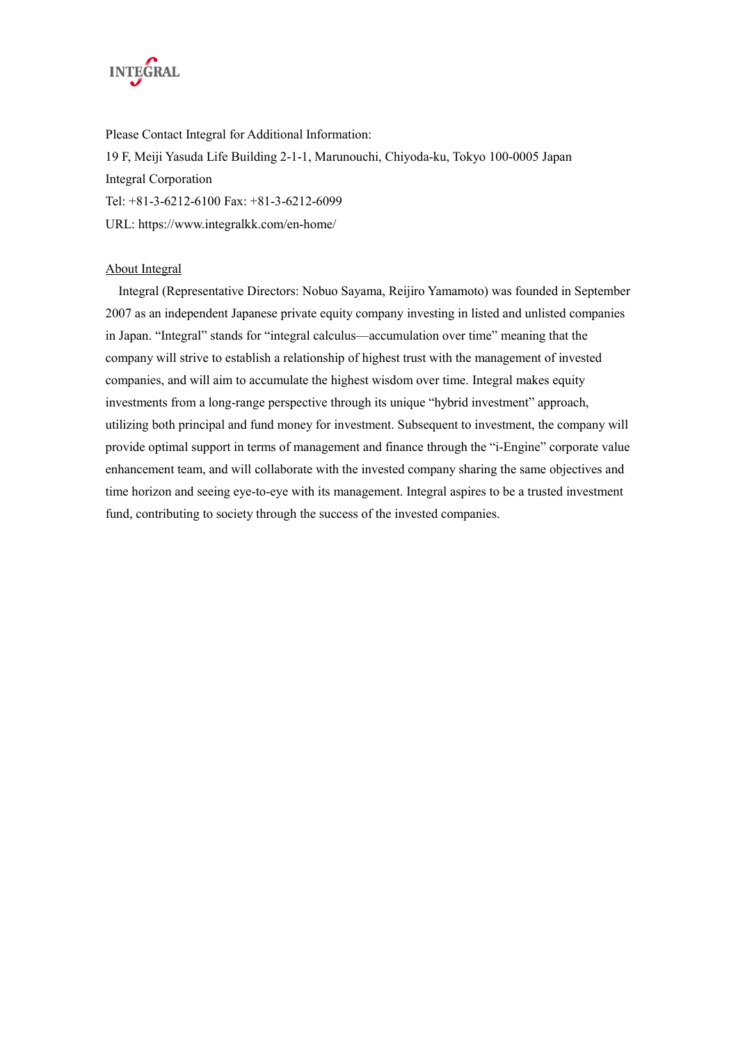INTEGRAL

Please Contact Integral for Additional Information:

19 F, Meiji Yasuda Life Building 2-1-1, Marunouchi, Chiyoda-ku, Tokyo 100-0005 Japan

Integral Corporation

Tel: +81-3-6212-6100 Fax: +81-3-6212-6099

URL: https://www.integralkk.com/en-home/

<u>About Integral</u>

Integral (Representative Directors: Nobuo Sayama, Reijiro Yamamoto) was founded in September 2007 as an independent Japanese private equity company investing in listed and unlisted companies in Japan. "Integral" stands for "integral calculus—accumulation over time" meaning that the company will strive to establish a relationship of highest trust with the management of invested companies, and will aim to accumulate the highest wisdom over time. Integral makes equity investments from a long-range perspective through its unique "hybrid investment" approach, utilizing both principal and fund money for investment. Subsequent to investment, the company will provide optimal support in terms of management and finance through the "i-Engine" corporate value enhancement team, and will collaborate with the invested company sharing the same objectives and time horizon and seeing eye-to-eye with its management. Integral aspires to be a trusted investment fund, contributing to society through the success of the invested companies.